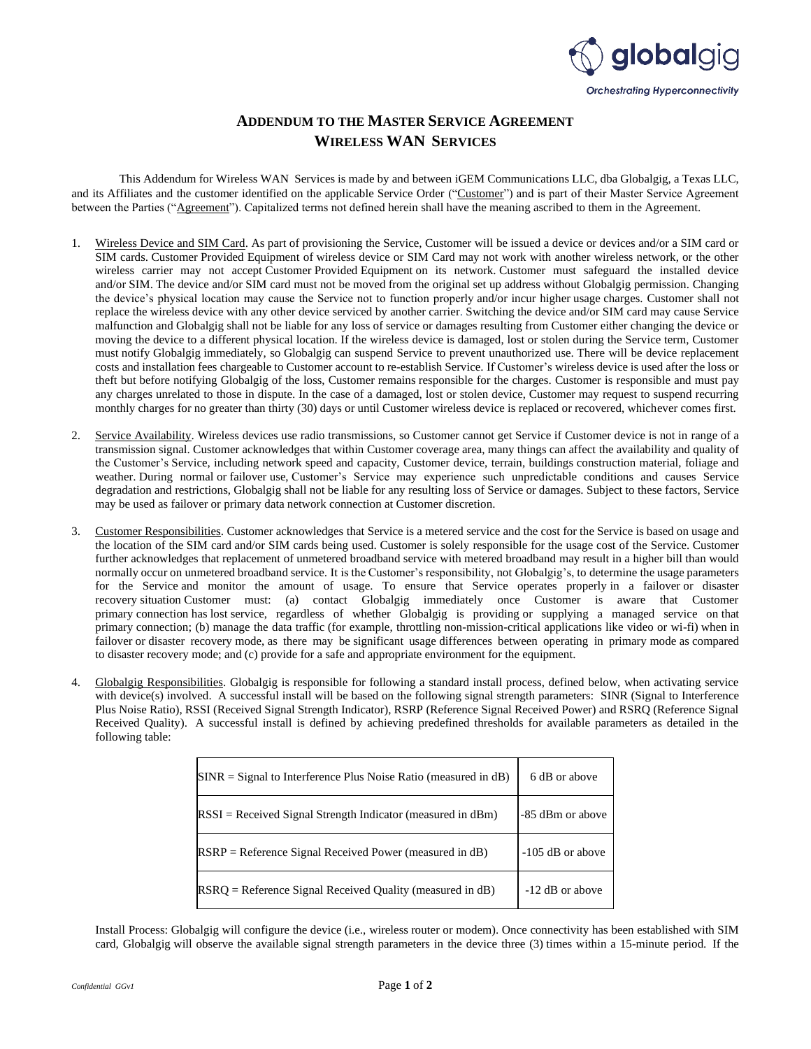# ADDENDUM TO THE MASTER SERVICE AGREEMENT
# WIRELESS WAN SERVICES

This Addendum for Wireless WAN Services is made by and between iGEM Communications LLC, dba Globalgig, a Texas LLC, and its Affiliates and the customer identified on the applicable Service Order ("Customer") and is part of their Master Service Agreement between the Parties ("Agreement"). Capitalized terms not defined herein shall have the meaning ascribed to them in the Agreement.

1. Wireless Device and SIM Card. As part of provisioning the Service, Customer will be issued a device or devices and/or a SIM card or SIM cards. Customer Provided Equipment of wireless device or SIM Card may not work with another wireless network, or the other wireless carrier may not accept Customer Provided Equipment on its network. Customer must safeguard the installed device and/or SIM. The device and/or SIM card must not be moved from the original set up address without Globalgig permission. Changing the device's physical location may cause the Service not to function properly and/or incur higher usage charges. Customer shall not replace the wireless device with any other device serviced by another carrier. Switching the device and/or SIM card may cause Service malfunction and Globalgig shall not be liable for any loss of service or damages resulting from Customer either changing the device or moving the device to a different physical location. If the wireless device is damaged, lost or stolen during the Service term, Customer must notify Globalgig immediately, so Globalgig can suspend Service to prevent unauthorized use. There will be device replacement costs and installation fees chargeable to Customer account to re-establish Service. If Customer's wireless device is used after the loss or theft but before notifying Globalgig of the loss, Customer remains responsible for the charges. Customer is responsible and must pay any charges unrelated to those in dispute. In the case of a damaged, lost or stolen device, Customer may request to suspend recurring monthly charges for no greater than thirty (30) days or until Customer wireless device is replaced or recovered, whichever comes first.

2. Service Availability. Wireless devices use radio transmissions, so Customer cannot get Service if Customer device is not in range of a transmission signal. Customer acknowledges that within Customer coverage area, many things can affect the availability and quality of the Customer's Service, including network speed and capacity, Customer device, terrain, buildings construction material, foliage and weather. During normal or failover use, Customer's Service may experience such unpredictable conditions and causes Service degradation and restrictions, Globalgig shall not be liable for any resulting loss of Service or damages. Subject to these factors, Service may be used as failover or primary data network connection at Customer discretion.

3. Customer Responsibilities. Customer acknowledges that Service is a metered service and the cost for the Service is based on usage and the location of the SIM card and/or SIM cards being used. Customer is solely responsible for the usage cost of the Service. Customer further acknowledges that replacement of unmetered broadband service with metered broadband may result in a higher bill than would normally occur on unmetered broadband service. It is the Customer's responsibility, not Globalgig's, to determine the usage parameters for the Service and monitor the amount of usage. To ensure that Service operates properly in a failover or disaster recovery situation Customer must: (a) contact Globalgig immediately once Customer is aware that Customer primary connection has lost service, regardless of whether Globalgig is providing or supplying a managed service on that primary connection; (b) manage the data traffic (for example, throttling non-mission-critical applications like video or wi-fi) when in failover or disaster recovery mode, as there may be significant usage differences between operating in primary mode as compared to disaster recovery mode; and (c) provide for a safe and appropriate environment for the equipment.

4. Globalgig Responsibilities. Globalgig is responsible for following a standard install process, defined below, when activating service with device(s) involved. A successful install will be based on the following signal strength parameters: SINR (Signal to Interference Plus Noise Ratio), RSSI (Received Signal Strength Indicator), RSRP (Reference Signal Received Power) and RSRQ (Reference Signal Received Quality). A successful install is defined by achieving predefined thresholds for available parameters as detailed in the following table:

| Parameter | Threshold |
|---|---|
| SINR = Signal to Interference Plus Noise Ratio (measured in dB) | 6 dB or above |
| RSSI = Received Signal Strength Indicator (measured in dBm) | -85 dBm or above |
| RSRP = Reference Signal Received Power (measured in dB) | -105 dB or above |
| RSRQ = Reference Signal Received Quality (measured in dB) | -12 dB or above |

Install Process: Globalgig will configure the device (i.e., wireless router or modem). Once connectivity has been established with SIM card, Globalgig will observe the available signal strength parameters in the device three (3) times within a 15-minute period. If the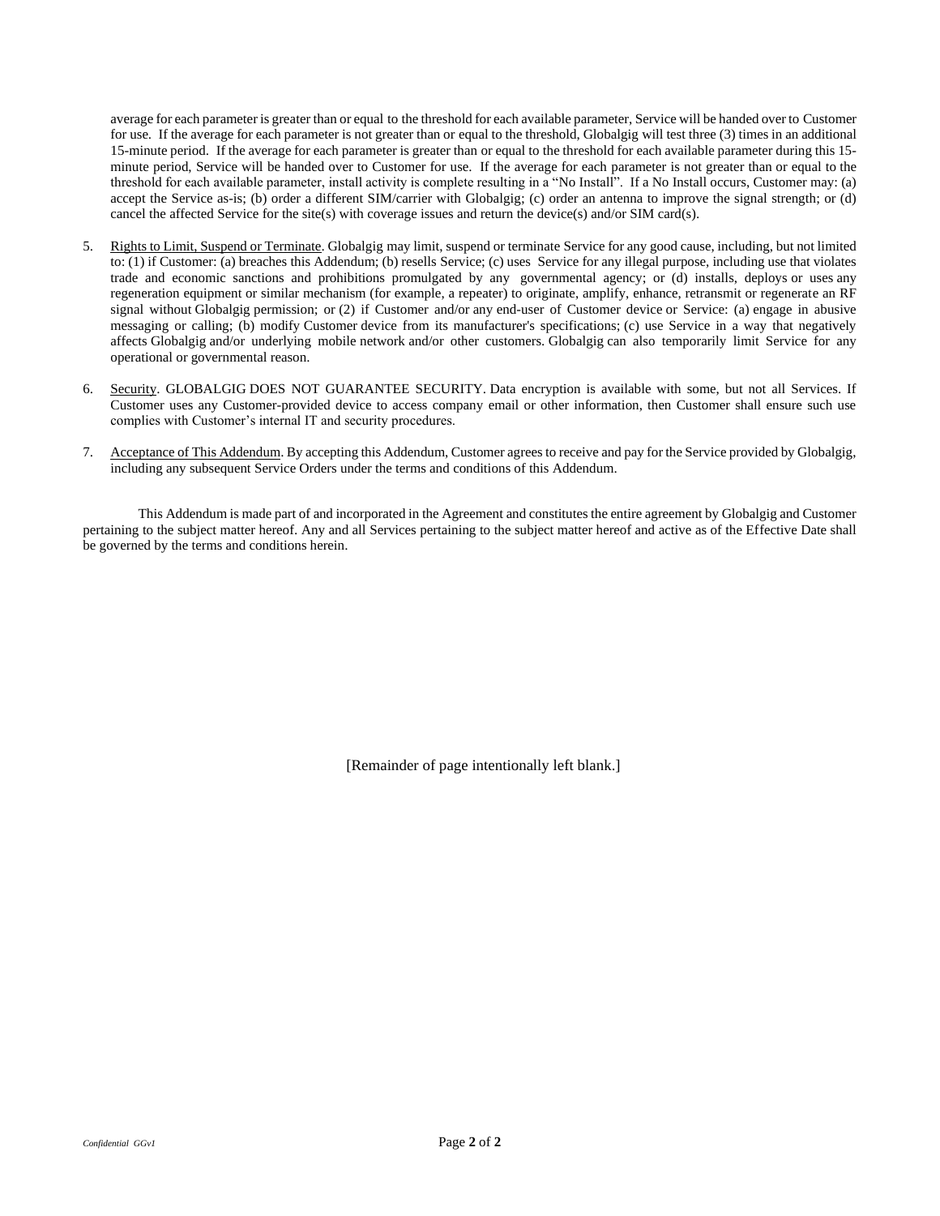average for each parameter is greater than or equal to the threshold for each available parameter, Service will be handed over to Customer for use. If the average for each parameter is not greater than or equal to the threshold, Globalgig will test three (3) times in an additional 15-minute period. If the average for each parameter is greater than or equal to the threshold for each available parameter during this 15-minute period, Service will be handed over to Customer for use. If the average for each parameter is not greater than or equal to the threshold for each available parameter, install activity is complete resulting in a "No Install". If a No Install occurs, Customer may: (a) accept the Service as-is; (b) order a different SIM/carrier with Globalgig; (c) order an antenna to improve the signal strength; or (d) cancel the affected Service for the site(s) with coverage issues and return the device(s) and/or SIM card(s).

5. Rights to Limit, Suspend or Terminate. Globalgig may limit, suspend or terminate Service for any good cause, including, but not limited to: (1) if Customer: (a) breaches this Addendum; (b) resells Service; (c) uses Service for any illegal purpose, including use that violates trade and economic sanctions and prohibitions promulgated by any governmental agency; or (d) installs, deploys or uses any regeneration equipment or similar mechanism (for example, a repeater) to originate, amplify, enhance, retransmit or regenerate an RF signal without Globalgig permission; or (2) if Customer and/or any end-user of Customer device or Service: (a) engage in abusive messaging or calling; (b) modify Customer device from its manufacturer's specifications; (c) use Service in a way that negatively affects Globalgig and/or underlying mobile network and/or other customers. Globalgig can also temporarily limit Service for any operational or governmental reason.

6. Security. GLOBALGIG DOES NOT GUARANTEE SECURITY. Data encryption is available with some, but not all Services. If Customer uses any Customer-provided device to access company email or other information, then Customer shall ensure such use complies with Customer's internal IT and security procedures.

7. Acceptance of This Addendum. By accepting this Addendum, Customer agrees to receive and pay for the Service provided by Globalgig, including any subsequent Service Orders under the terms and conditions of this Addendum.

This Addendum is made part of and incorporated in the Agreement and constitutes the entire agreement by Globalgig and Customer pertaining to the subject matter hereof. Any and all Services pertaining to the subject matter hereof and active as of the Effective Date shall be governed by the terms and conditions herein.

[Remainder of page intentionally left blank.]